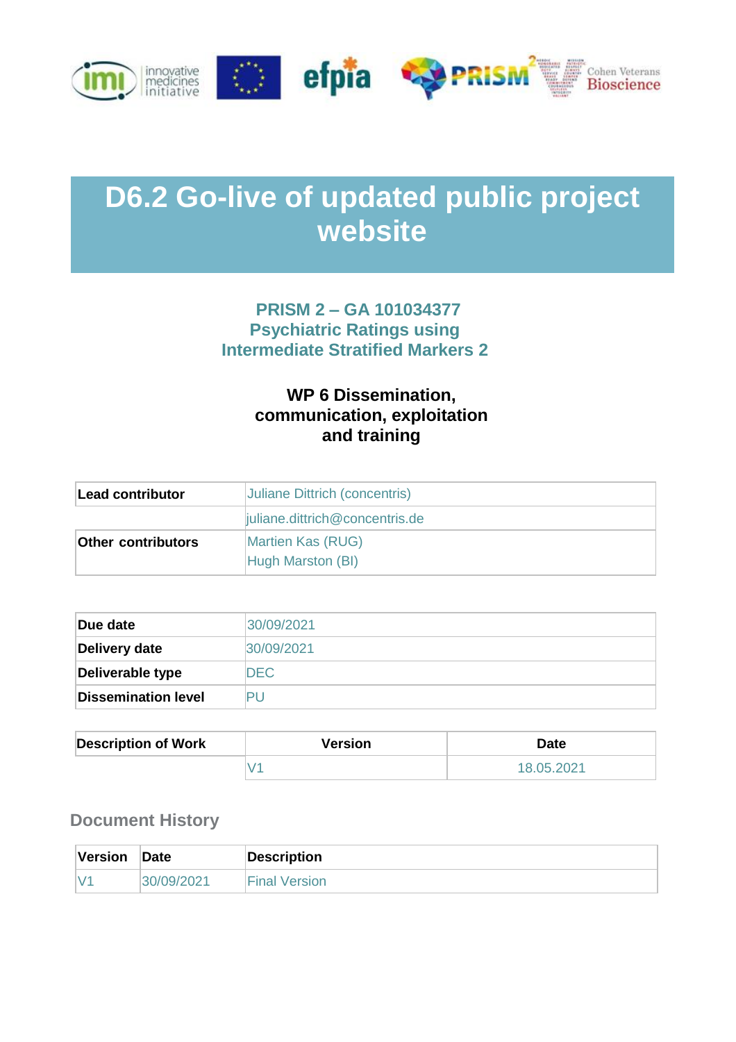# D6.2 Go-live of updated public project website

**PRISM 2 – GA 101034377**
**Psychiatric Ratings using Intermediate Stratified Markers 2**

**WP 6 Dissemination, communication, exploitation and training**

| Lead contributor | Juliane Dittrich (concentris) |
|---|---|
| | juliane.dittrich@concentris.de |
| Other contributors | Martien Kas (RUG)<br>Hugh Marston (BI) |

| Due date | 30/09/2021 |
|---|---|
| Delivery date | 30/09/2021 |
| Deliverable type | DEC |
| Dissemination level | PU |

| Description of Work | Version | Date |
|---|---|---|
| | V1 | 18.05.2021 |

## Document History

| Version | Date | Description |
|---|---|---|
| V1 | 30/09/2021 | Final Version |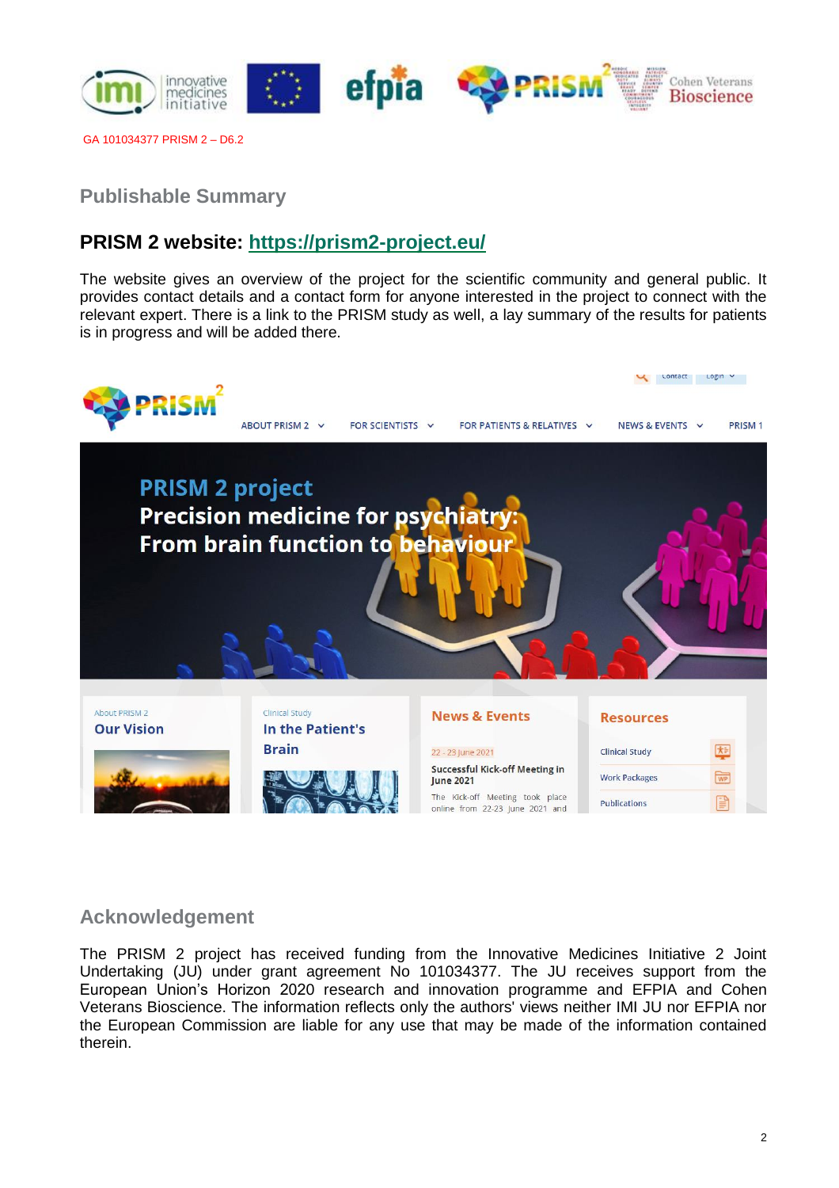## Publishable Summary

### PRISM 2 website: https://prism2-project.eu/

The website gives an overview of the project for the scientific community and general public. It provides contact details and a contact form for anyone interested in the project to connect with the relevant expert. There is a link to the PRISM study as well, a lay summary of the results for patients is in progress and will be added there.

## Acknowledgement

The PRISM 2 project has received funding from the Innovative Medicines Initiative 2 Joint Undertaking (JU) under grant agreement No 101034377. The JU receives support from the European Union's Horizon 2020 research and innovation programme and EFPIA and Cohen Veterans Bioscience. The information reflects only the authors' views neither IMI JU nor EFPIA nor the European Commission are liable for any use that may be made of the information contained therein.